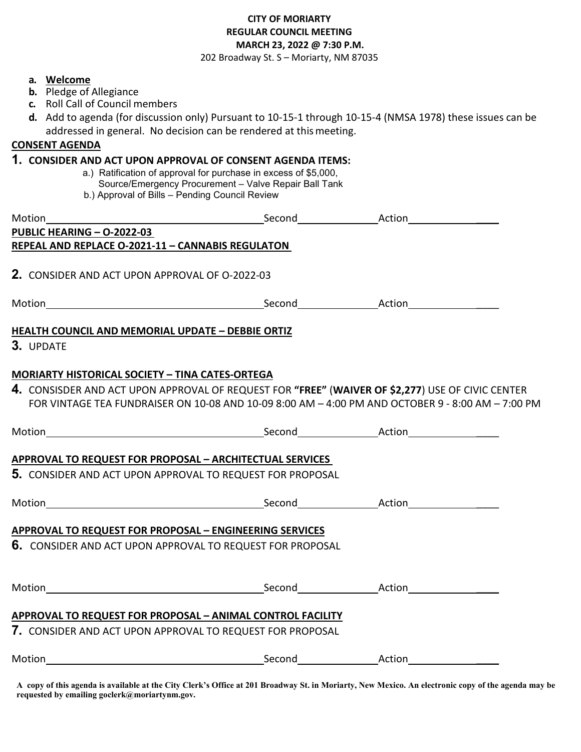**CITY OF MORIARTY**
**REGULAR COUNCIL MEETING**
**MARCH 23, 2022 @ 7:30 P.M.**
202 Broadway St. S – Moriarty, NM 87035

- **a.** **Welcome**
- **b.** Pledge of Allegiance
- **c.** Roll Call of Council members
- **d.** Add to agenda (for discussion only) Pursuant to 10-15-1 through 10-15-4 (NMSA 1978) these issues can be addressed in general. No decision can be rendered at this meeting.

**CONSENT AGENDA**

**1. CONSIDER AND ACT UPON APPROVAL OF CONSENT AGENDA ITEMS:**

a.) Ratification of approval for purchase in excess of $5,000, Source/Emergency Procurement – Valve Repair Ball Tank
b.) Approval of Bills – Pending Council Review

Motion________________________ Second______________ Action______________

**PUBLIC HEARING – O-2022-03**
**REPEAL AND REPLACE O-2021-11 – CANNABIS REGULATON**

**2.** CONSIDER AND ACT UPON APPROVAL OF O-2022-03

Motion________________________ Second______________ Action______________

**HEALTH COUNCIL AND MEMORIAL UPDATE – DEBBIE ORTIZ**

**3.** UPDATE

**MORIARTY HISTORICAL SOCIETY – TINA CATES-ORTEGA**

**4.** CONSISDER AND ACT UPON APPROVAL OF REQUEST FOR **"FREE"** (**WAIVER OF $2,277**) USE OF CIVIC CENTER FOR VINTAGE TEA FUNDRAISER ON 10-08 AND 10-09 8:00 AM – 4:00 PM AND OCTOBER 9 - 8:00 AM – 7:00 PM

Motion________________________ Second______________ Action______________

**APPROVAL TO REQUEST FOR PROPOSAL – ARCHITECTUAL SERVICES**

**5.** CONSIDER AND ACT UPON APPROVAL TO REQUEST FOR PROPOSAL

Motion________________________ Second______________ Action______________

**APPROVAL TO REQUEST FOR PROPOSAL – ENGINEERING SERVICES**

**6.** CONSIDER AND ACT UPON APPROVAL TO REQUEST FOR PROPOSAL

Motion________________________ Second______________ Action______________

**APPROVAL TO REQUEST FOR PROPOSAL – ANIMAL CONTROL FACILITY**

**7.** CONSIDER AND ACT UPON APPROVAL TO REQUEST FOR PROPOSAL

Motion________________________ Second______________ Action______________

**A copy of this agenda is available at the City Clerk's Office at 201 Broadway St. in Moriarty, New Mexico. An electronic copy of the agenda may be requested by emailing goclerk@moriartynm.gov.**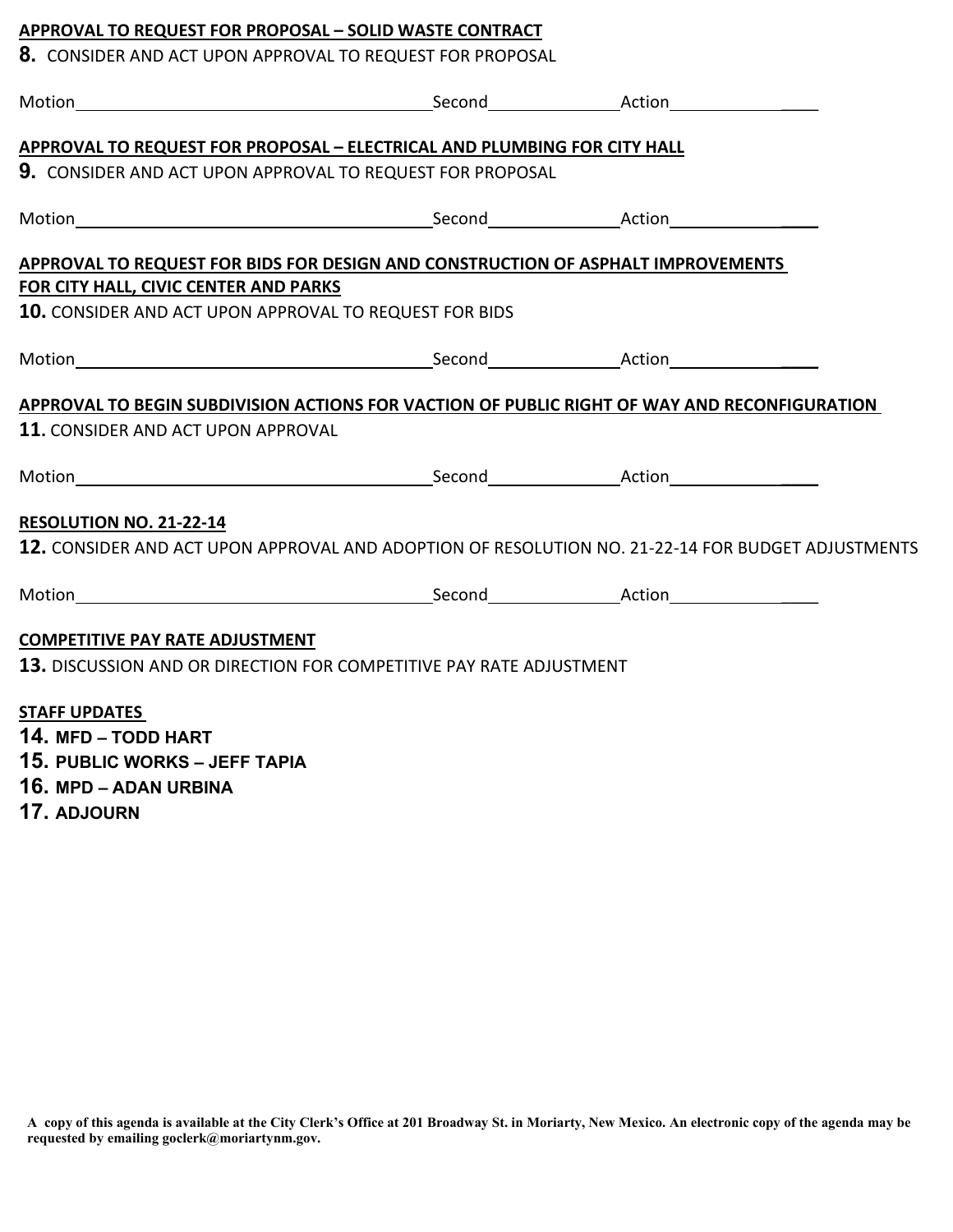**APPROVAL TO REQUEST FOR PROPOSAL – SOLID WASTE CONTRACT**

**8.** CONSIDER AND ACT UPON APPROVAL TO REQUEST FOR PROPOSAL

Motion\_\_\_\_\_\_\_\_\_\_\_\_\_\_\_\_\_\_\_\_\_\_\_\_\_\_\_\_\_\_\_\_\_\_\_\_\_\_Second\_\_\_\_\_\_\_\_\_\_\_\_\_\_Action\_\_\_\_\_\_\_\_\_\_\_\_\_\_\_\_

**APPROVAL TO REQUEST FOR PROPOSAL – ELECTRICAL AND PLUMBING FOR CITY HALL**

**9.** CONSIDER AND ACT UPON APPROVAL TO REQUEST FOR PROPOSAL

Motion\_\_\_\_\_\_\_\_\_\_\_\_\_\_\_\_\_\_\_\_\_\_\_\_\_\_\_\_\_\_\_\_\_\_\_\_\_\_Second\_\_\_\_\_\_\_\_\_\_\_\_\_\_Action\_\_\_\_\_\_\_\_\_\_\_\_\_\_\_\_

**APPROVAL TO REQUEST FOR BIDS FOR DESIGN AND CONSTRUCTION OF ASPHALT IMPROVEMENTS FOR CITY HALL, CIVIC CENTER AND PARKS**

**10.** CONSIDER AND ACT UPON APPROVAL TO REQUEST FOR BIDS

Motion\_\_\_\_\_\_\_\_\_\_\_\_\_\_\_\_\_\_\_\_\_\_\_\_\_\_\_\_\_\_\_\_\_\_\_\_\_\_Second\_\_\_\_\_\_\_\_\_\_\_\_\_\_Action\_\_\_\_\_\_\_\_\_\_\_\_\_\_\_\_

**APPROVAL TO BEGIN SUBDIVISION ACTIONS FOR VACTION OF PUBLIC RIGHT OF WAY AND RECONFIGURATION**

**11.** CONSIDER AND ACT UPON APPROVAL

Motion\_\_\_\_\_\_\_\_\_\_\_\_\_\_\_\_\_\_\_\_\_\_\_\_\_\_\_\_\_\_\_\_\_\_\_\_\_\_Second\_\_\_\_\_\_\_\_\_\_\_\_\_\_Action\_\_\_\_\_\_\_\_\_\_\_\_\_\_\_\_

**RESOLUTION NO. 21-22-14**

**12.** CONSIDER AND ACT UPON APPROVAL AND ADOPTION OF RESOLUTION NO. 21-22-14 FOR BUDGET ADJUSTMENTS

Motion\_\_\_\_\_\_\_\_\_\_\_\_\_\_\_\_\_\_\_\_\_\_\_\_\_\_\_\_\_\_\_\_\_\_\_\_\_\_Second\_\_\_\_\_\_\_\_\_\_\_\_\_\_Action\_\_\_\_\_\_\_\_\_\_\_\_\_\_\_\_

**COMPETITIVE PAY RATE ADJUSTMENT**

**13.** DISCUSSION AND OR DIRECTION FOR COMPETITIVE PAY RATE ADJUSTMENT

**STAFF UPDATES**

**14. MFD – TODD HART**
**15. PUBLIC WORKS – JEFF TAPIA**
**16. MPD – ADAN URBINA**
**17. ADJOURN**

**A copy of this agenda is available at the City Clerk's Office at 201 Broadway St. in Moriarty, New Mexico. An electronic copy of the agenda may be requested by emailing goclerk@moriartynm.gov.**